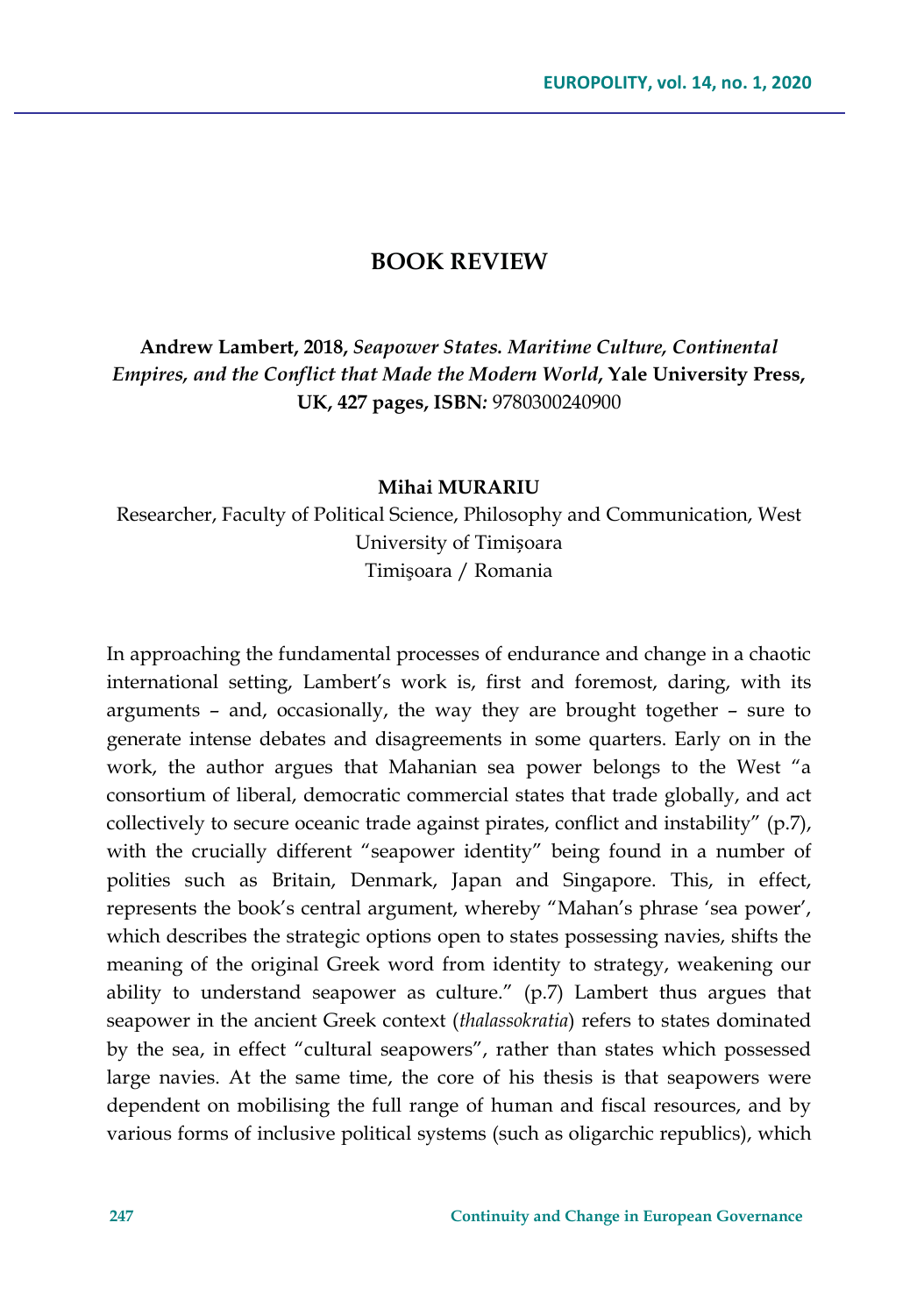# BOOK REVIEW

**Andrew Lambert, 2018,** ***Seapower States. Maritime Culture, Continental Empires, and the Conflict that Made the Modern World*****, Yale University Press, UK, 427 pages, ISBN***:* 9780300240900

**Mihai MURARIU**

Researcher, Faculty of Political Science, Philosophy and Communication, West University of Timișoara
Timişoara / Romania

In approaching the fundamental processes of endurance and change in a chaotic international setting, Lambert's work is, first and foremost, daring, with its arguments – and, occasionally, the way they are brought together – sure to generate intense debates and disagreements in some quarters. Early on in the work, the author argues that Mahanian sea power belongs to the West "a consortium of liberal, democratic commercial states that trade globally, and act collectively to secure oceanic trade against pirates, conflict and instability" (p.7), with the crucially different "seapower identity" being found in a number of polities such as Britain, Denmark, Japan and Singapore. This, in effect, represents the book's central argument, whereby "Mahan's phrase 'sea power', which describes the strategic options open to states possessing navies, shifts the meaning of the original Greek word from identity to strategy, weakening our ability to understand seapower as culture." (p.7) Lambert thus argues that seapower in the ancient Greek context (*thalassokratia*) refers to states dominated by the sea, in effect "cultural seapowers", rather than states which possessed large navies. At the same time, the core of his thesis is that seapowers were dependent on mobilising the full range of human and fiscal resources, and by various forms of inclusive political systems (such as oligarchic republics), which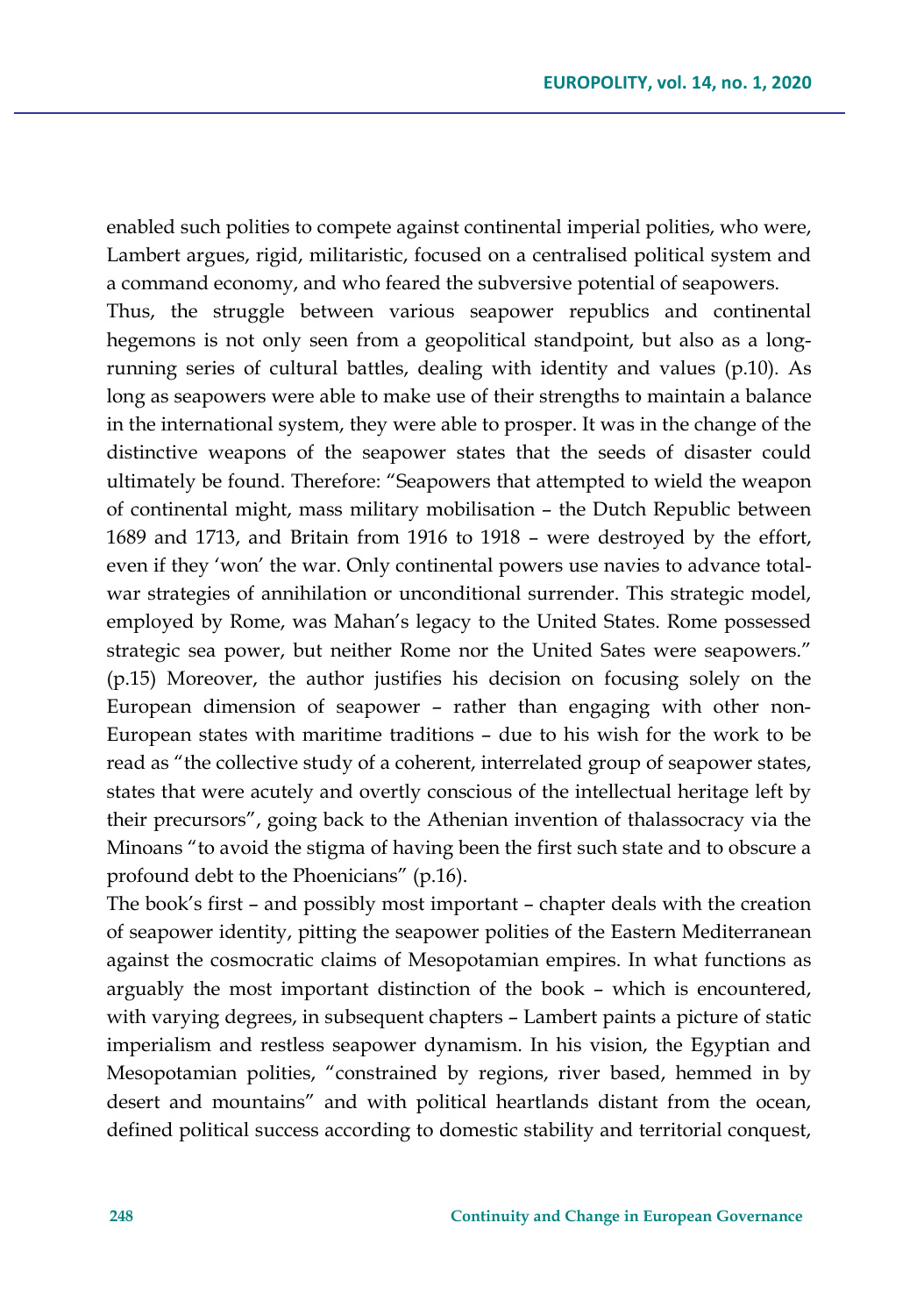enabled such polities to compete against continental imperial polities, who were, Lambert argues, rigid, militaristic, focused on a centralised political system and a command economy, and who feared the subversive potential of seapowers.

Thus, the struggle between various seapower republics and continental hegemons is not only seen from a geopolitical standpoint, but also as a long-running series of cultural battles, dealing with identity and values (p.10). As long as seapowers were able to make use of their strengths to maintain a balance in the international system, they were able to prosper. It was in the change of the distinctive weapons of the seapower states that the seeds of disaster could ultimately be found. Therefore: "Seapowers that attempted to wield the weapon of continental might, mass military mobilisation – the Dutch Republic between 1689 and 1713, and Britain from 1916 to 1918 – were destroyed by the effort, even if they 'won' the war. Only continental powers use navies to advance total-war strategies of annihilation or unconditional surrender. This strategic model, employed by Rome, was Mahan's legacy to the United States. Rome possessed strategic sea power, but neither Rome nor the United Sates were seapowers." (p.15) Moreover, the author justifies his decision on focusing solely on the European dimension of seapower – rather than engaging with other non-European states with maritime traditions – due to his wish for the work to be read as "the collective study of a coherent, interrelated group of seapower states, states that were acutely and overtly conscious of the intellectual heritage left by their precursors", going back to the Athenian invention of thalassocracy via the Minoans "to avoid the stigma of having been the first such state and to obscure a profound debt to the Phoenicians" (p.16).

The book's first – and possibly most important – chapter deals with the creation of seapower identity, pitting the seapower polities of the Eastern Mediterranean against the cosmocratic claims of Mesopotamian empires. In what functions as arguably the most important distinction of the book – which is encountered, with varying degrees, in subsequent chapters – Lambert paints a picture of static imperialism and restless seapower dynamism. In his vision, the Egyptian and Mesopotamian polities, "constrained by regions, river based, hemmed in by desert and mountains" and with political heartlands distant from the ocean, defined political success according to domestic stability and territorial conquest,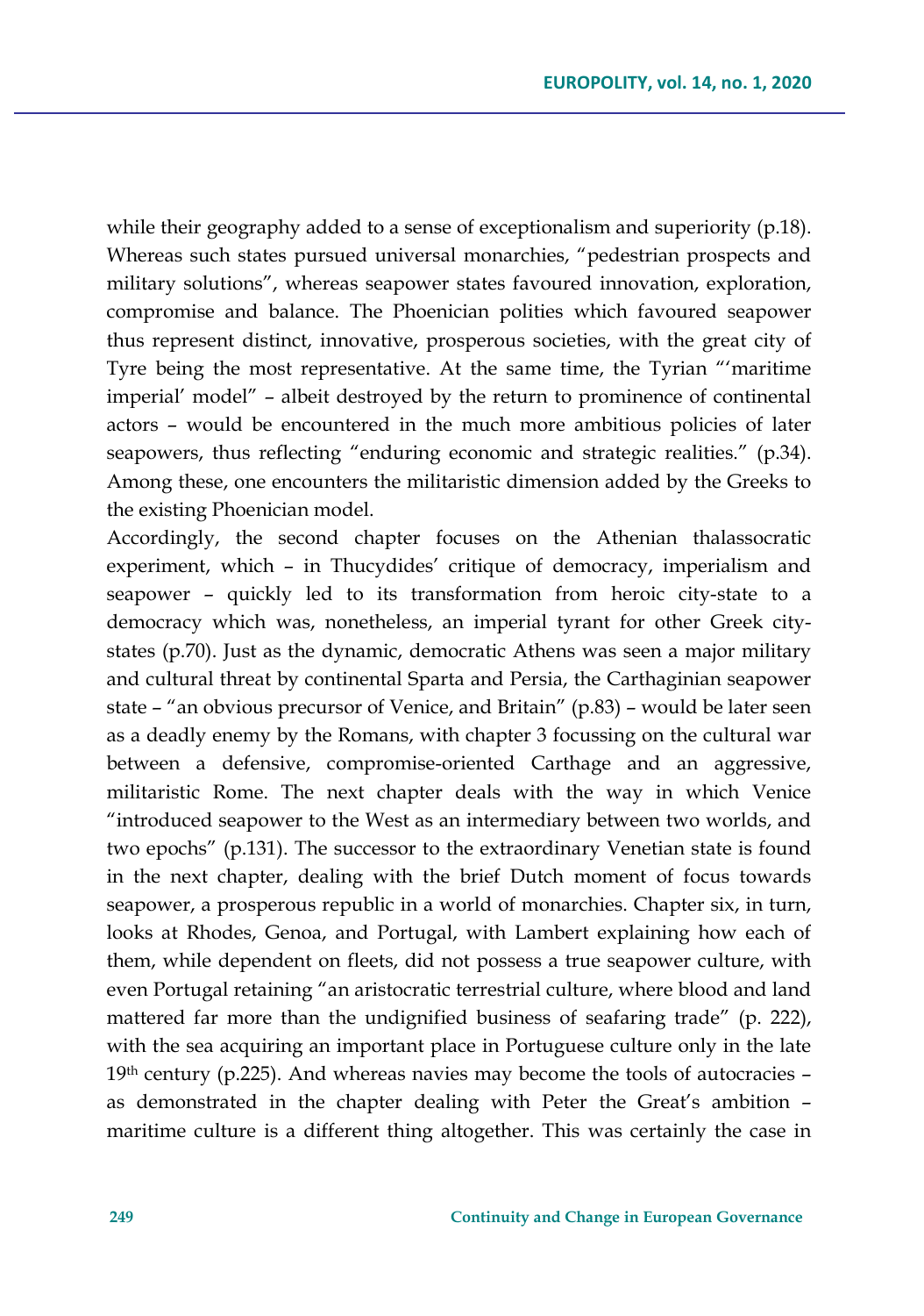while their geography added to a sense of exceptionalism and superiority (p.18). Whereas such states pursued universal monarchies, "pedestrian prospects and military solutions", whereas seapower states favoured innovation, exploration, compromise and balance. The Phoenician polities which favoured seapower thus represent distinct, innovative, prosperous societies, with the great city of Tyre being the most representative. At the same time, the Tyrian "'maritime imperial' model" – albeit destroyed by the return to prominence of continental actors – would be encountered in the much more ambitious policies of later seapowers, thus reflecting "enduring economic and strategic realities." (p.34). Among these, one encounters the militaristic dimension added by the Greeks to the existing Phoenician model.

Accordingly, the second chapter focuses on the Athenian thalassocratic experiment, which – in Thucydides' critique of democracy, imperialism and seapower – quickly led to its transformation from heroic city-state to a democracy which was, nonetheless, an imperial tyrant for other Greek city-states (p.70). Just as the dynamic, democratic Athens was seen a major military and cultural threat by continental Sparta and Persia, the Carthaginian seapower state – "an obvious precursor of Venice, and Britain" (p.83) – would be later seen as a deadly enemy by the Romans, with chapter 3 focussing on the cultural war between a defensive, compromise-oriented Carthage and an aggressive, militaristic Rome. The next chapter deals with the way in which Venice "introduced seapower to the West as an intermediary between two worlds, and two epochs" (p.131). The successor to the extraordinary Venetian state is found in the next chapter, dealing with the brief Dutch moment of focus towards seapower, a prosperous republic in a world of monarchies. Chapter six, in turn, looks at Rhodes, Genoa, and Portugal, with Lambert explaining how each of them, while dependent on fleets, did not possess a true seapower culture, with even Portugal retaining "an aristocratic terrestrial culture, where blood and land mattered far more than the undignified business of seafaring trade" (p. 222), with the sea acquiring an important place in Portuguese culture only in the late 19th century (p.225). And whereas navies may become the tools of autocracies – as demonstrated in the chapter dealing with Peter the Great's ambition – maritime culture is a different thing altogether. This was certainly the case in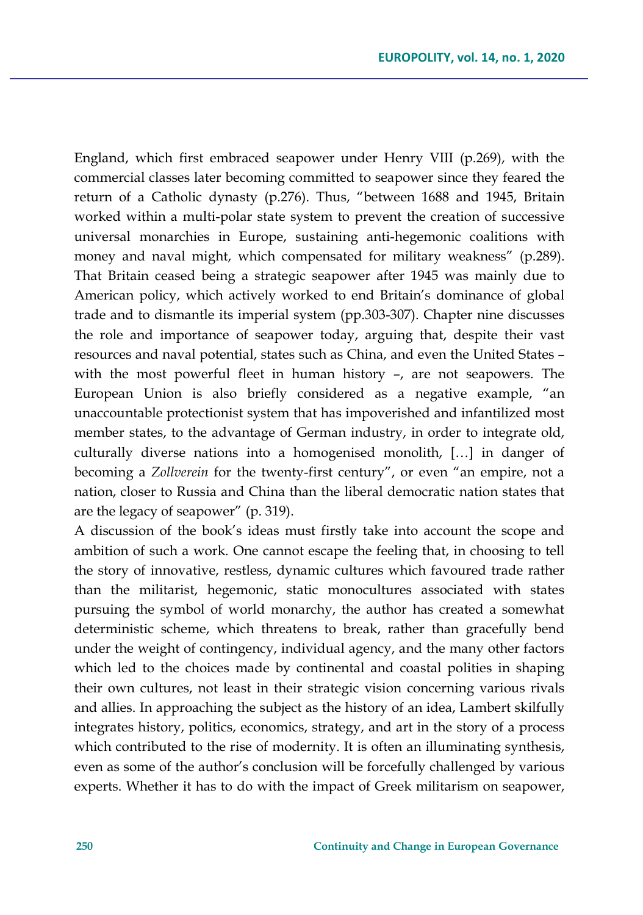England, which first embraced seapower under Henry VIII (p.269), with the commercial classes later becoming committed to seapower since they feared the return of a Catholic dynasty (p.276). Thus, "between 1688 and 1945, Britain worked within a multi-polar state system to prevent the creation of successive universal monarchies in Europe, sustaining anti-hegemonic coalitions with money and naval might, which compensated for military weakness" (p.289). That Britain ceased being a strategic seapower after 1945 was mainly due to American policy, which actively worked to end Britain's dominance of global trade and to dismantle its imperial system (pp.303-307). Chapter nine discusses the role and importance of seapower today, arguing that, despite their vast resources and naval potential, states such as China, and even the United States – with the most powerful fleet in human history –, are not seapowers. The European Union is also briefly considered as a negative example, "an unaccountable protectionist system that has impoverished and infantilized most member states, to the advantage of German industry, in order to integrate old, culturally diverse nations into a homogenised monolith, […] in danger of becoming a *Zollverein* for the twenty-first century", or even "an empire, not a nation, closer to Russia and China than the liberal democratic nation states that are the legacy of seapower" (p. 319).

A discussion of the book's ideas must firstly take into account the scope and ambition of such a work. One cannot escape the feeling that, in choosing to tell the story of innovative, restless, dynamic cultures which favoured trade rather than the militarist, hegemonic, static monocultures associated with states pursuing the symbol of world monarchy, the author has created a somewhat deterministic scheme, which threatens to break, rather than gracefully bend under the weight of contingency, individual agency, and the many other factors which led to the choices made by continental and coastal polities in shaping their own cultures, not least in their strategic vision concerning various rivals and allies. In approaching the subject as the history of an idea, Lambert skilfully integrates history, politics, economics, strategy, and art in the story of a process which contributed to the rise of modernity. It is often an illuminating synthesis, even as some of the author's conclusion will be forcefully challenged by various experts. Whether it has to do with the impact of Greek militarism on seapower,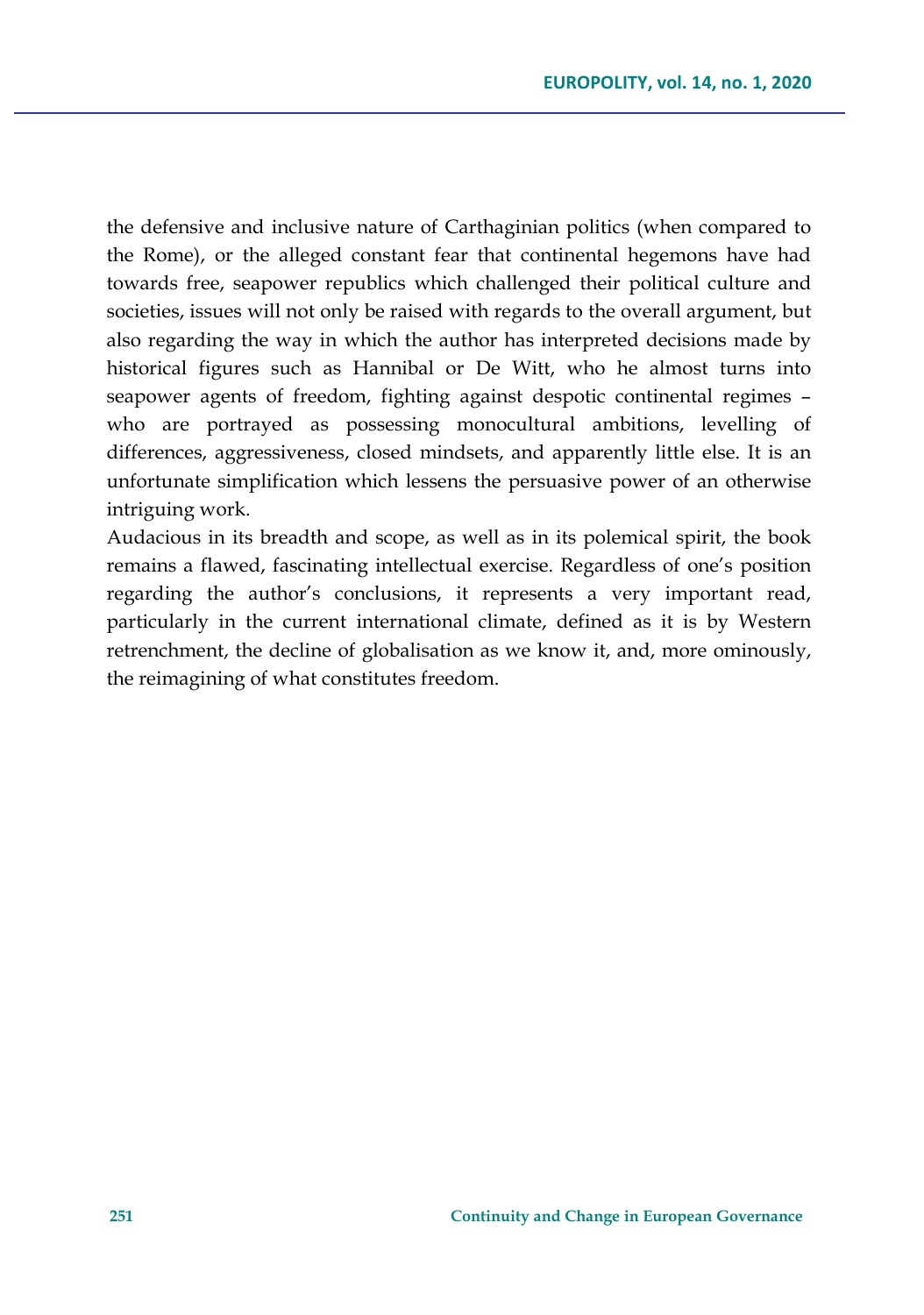the defensive and inclusive nature of Carthaginian politics (when compared to the Rome), or the alleged constant fear that continental hegemons have had towards free, seapower republics which challenged their political culture and societies, issues will not only be raised with regards to the overall argument, but also regarding the way in which the author has interpreted decisions made by historical figures such as Hannibal or De Witt, who he almost turns into seapower agents of freedom, fighting against despotic continental regimes – who are portrayed as possessing monocultural ambitions, levelling of differences, aggressiveness, closed mindsets, and apparently little else. It is an unfortunate simplification which lessens the persuasive power of an otherwise intriguing work.

Audacious in its breadth and scope, as well as in its polemical spirit, the book remains a flawed, fascinating intellectual exercise. Regardless of one's position regarding the author's conclusions, it represents a very important read, particularly in the current international climate, defined as it is by Western retrenchment, the decline of globalisation as we know it, and, more ominously, the reimagining of what constitutes freedom.